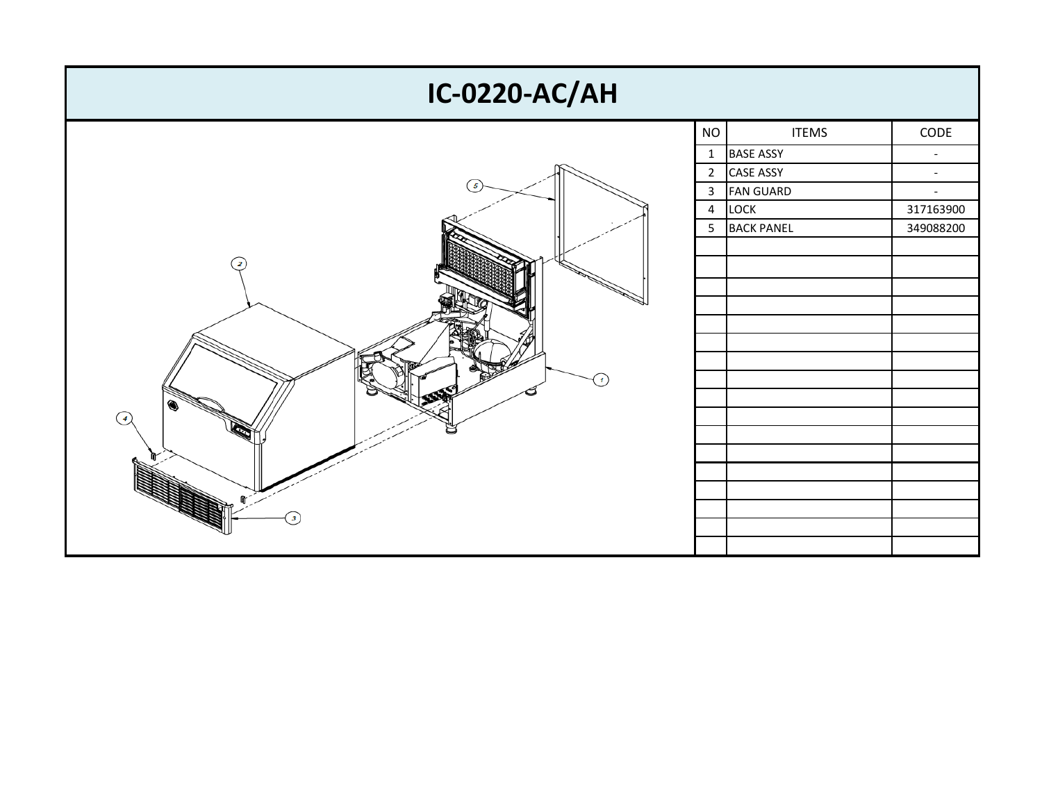# IC-0220-AC/AH

| NO | ITEMS | CODE |
|---|---|---|
| 1 | BASE ASSY | - |
| 2 | CASE ASSY | - |
| 3 | FAN GUARD | - |
| 4 | LOCK | 317163900 |
| 5 | BACK PANEL | 349088200 |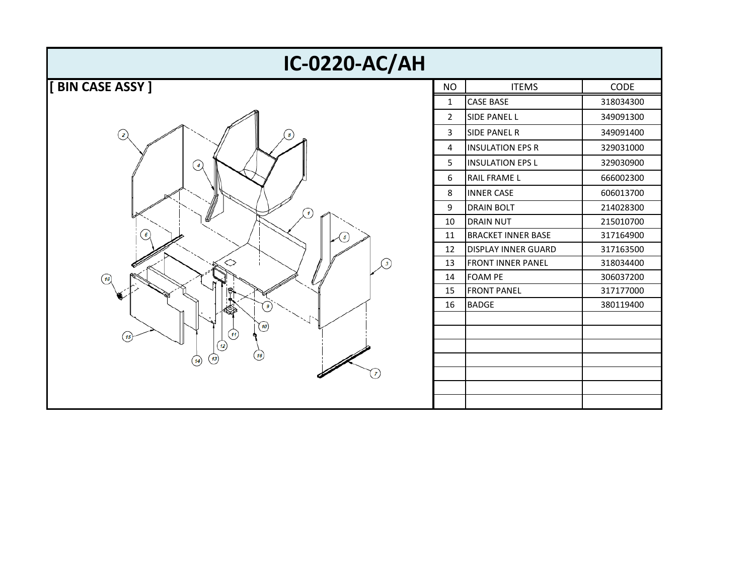# IC-0220-AC/AH

## [ BIN CASE ASSY ]

| NO | ITEMS | CODE |
|---|---|---|
| 1 | CASE BASE | 318034300 |
| 2 | SIDE PANEL L | 349091300 |
| 3 | SIDE PANEL R | 349091400 |
| 4 | INSULATION EPS R | 329031000 |
| 5 | INSULATION EPS L | 329030900 |
| 6 | RAIL FRAME L | 666002300 |
| 8 | INNER CASE | 606013700 |
| 9 | DRAIN BOLT | 214028300 |
| 10 | DRAIN NUT | 215010700 |
| 11 | BRACKET INNER BASE | 317164900 |
| 12 | DISPLAY INNER GUARD | 317163500 |
| 13 | FRONT INNER PANEL | 318034400 |
| 14 | FOAM PE | 306037200 |
| 15 | FRONT PANEL | 317177000 |
| 16 | BADGE | 380119400 |
| | | |
| | | |
| | | |
| | | |
| | | |
| | | |
| | | |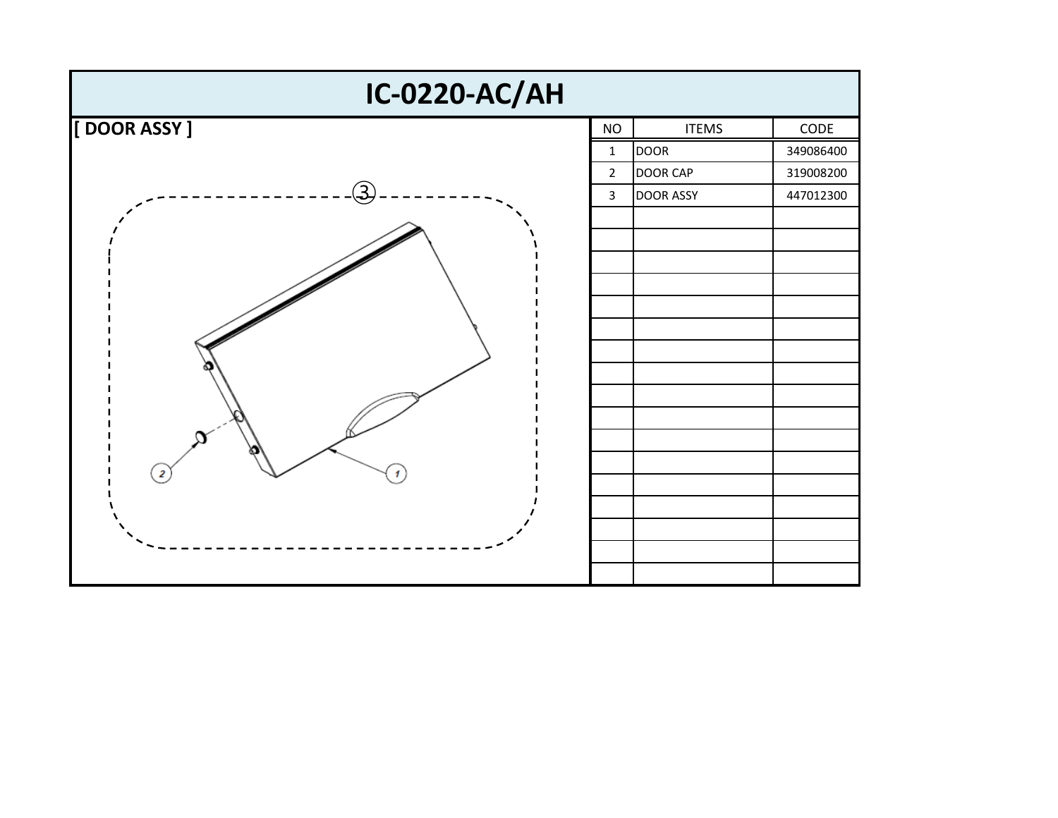# IC-0220-AC/AH

## [ DOOR ASSY ]

| NO | ITEMS | CODE |
|---|---|---|
| 1 | DOOR | 349086400 |
| 2 | DOOR CAP | 319008200 |
| 3 | DOOR ASSY | 447012300 |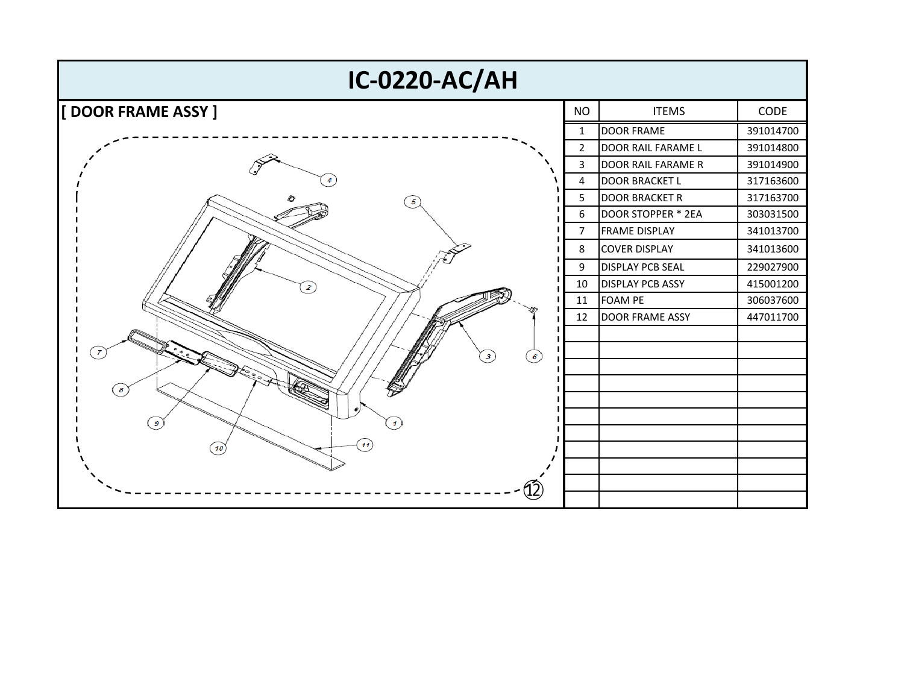# IC-0220-AC/AH

## [ DOOR FRAME ASSY ]

| NO | ITEMS | CODE |
|---|---|---|
| 1 | DOOR FRAME | 391014700 |
| 2 | DOOR RAIL FARAME L | 391014800 |
| 3 | DOOR RAIL FARAME R | 391014900 |
| 4 | DOOR BRACKET L | 317163600 |
| 5 | DOOR BRACKET R | 317163700 |
| 6 | DOOR STOPPER * 2EA | 303031500 |
| 7 | FRAME DISPLAY | 341013700 |
| 8 | COVER DISPLAY | 341013600 |
| 9 | DISPLAY PCB SEAL | 229027900 |
| 10 | DISPLAY PCB ASSY | 415001200 |
| 11 | FOAM PE | 306037600 |
| 12 | DOOR FRAME ASSY | 447011700 |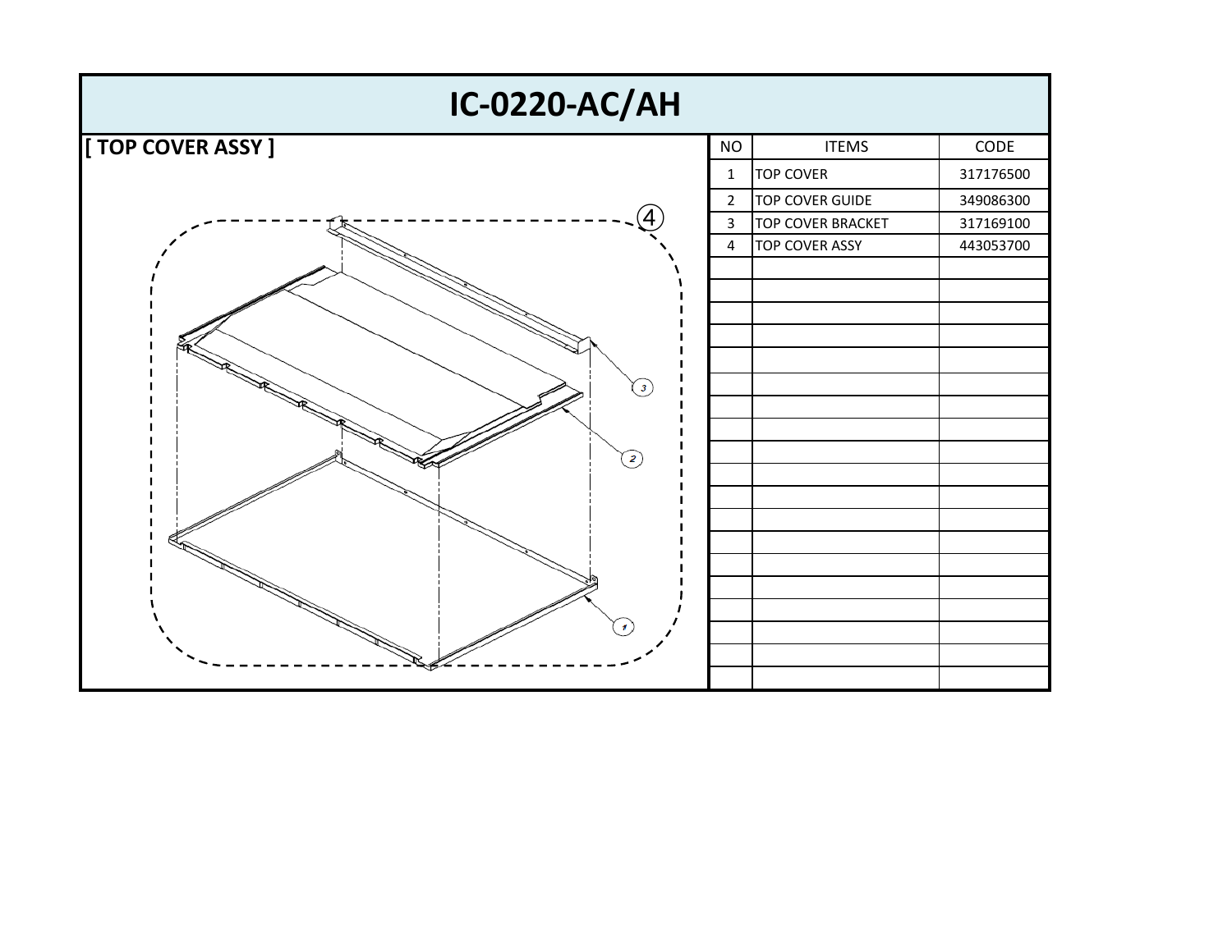# IC-0220-AC/AH

## [ TOP COVER ASSY ]

| NO | ITEMS | CODE |
| --- | --- | --- |
| 1 | TOP COVER | 317176500 |
| 2 | TOP COVER GUIDE | 349086300 |
| 3 | TOP COVER BRACKET | 317169100 |
| 4 | TOP COVER ASSY | 443053700 |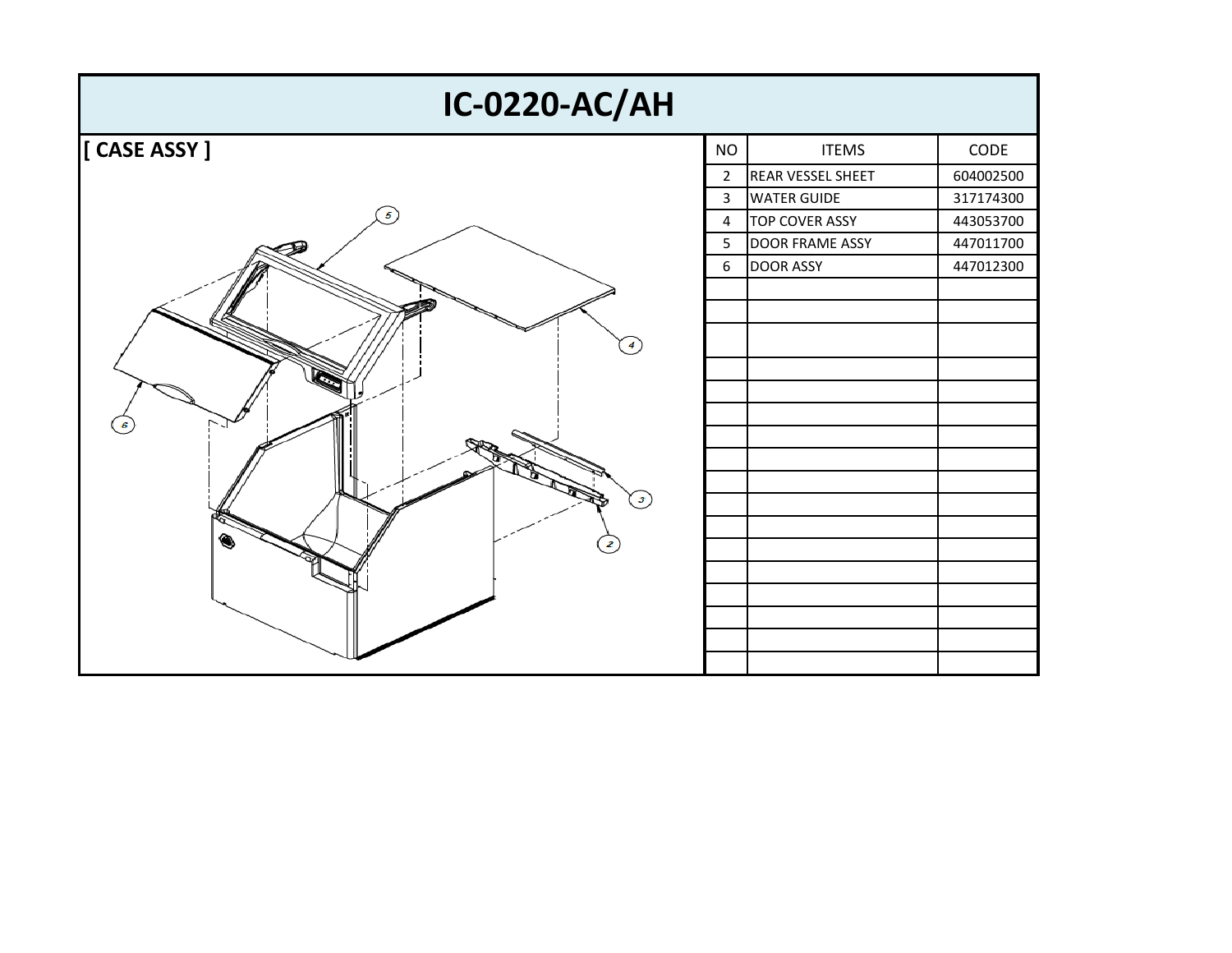# IC-0220-AC/AH

## [ CASE ASSY ]

| NO | ITEMS | CODE |
|---|---|---|
| 2 | REAR VESSEL SHEET | 604002500 |
| 3 | WATER GUIDE | 317174300 |
| 4 | TOP COVER ASSY | 443053700 |
| 5 | DOOR FRAME ASSY | 447011700 |
| 6 | DOOR ASSY | 447012300 |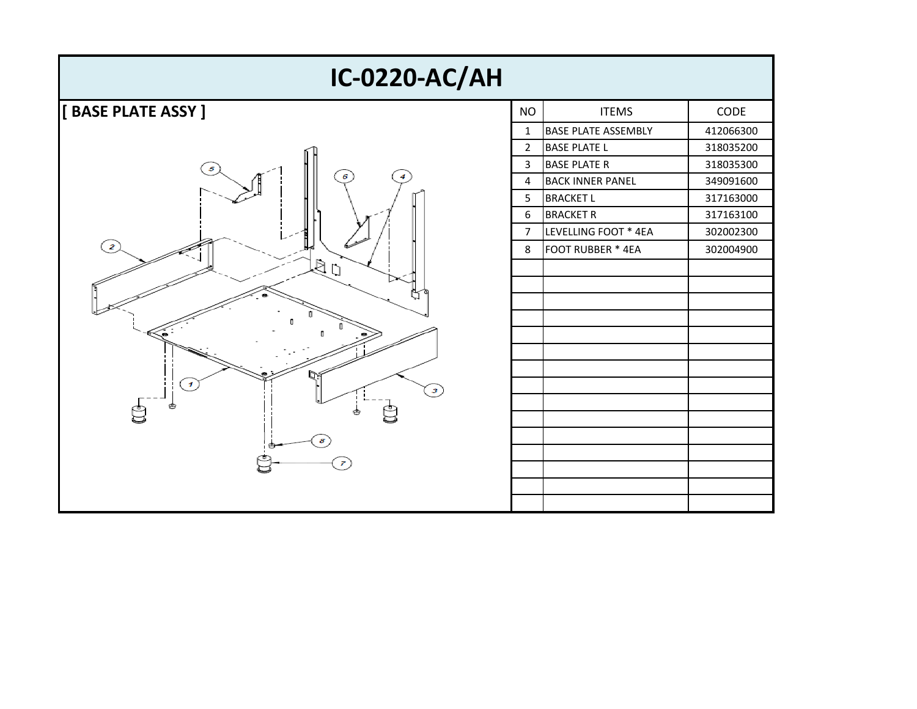# IC-0220-AC/AH

## [ BASE PLATE ASSY ]

| NO | ITEMS | CODE |
|---|---|---|
| 1 | BASE PLATE ASSEMBLY | 412066300 |
| 2 | BASE PLATE L | 318035200 |
| 3 | BASE PLATE R | 318035300 |
| 4 | BACK INNER PANEL | 349091600 |
| 5 | BRACKET L | 317163000 |
| 6 | BRACKET R | 317163100 |
| 7 | LEVELLING FOOT * 4EA | 302002300 |
| 8 | FOOT RUBBER * 4EA | 302004900 |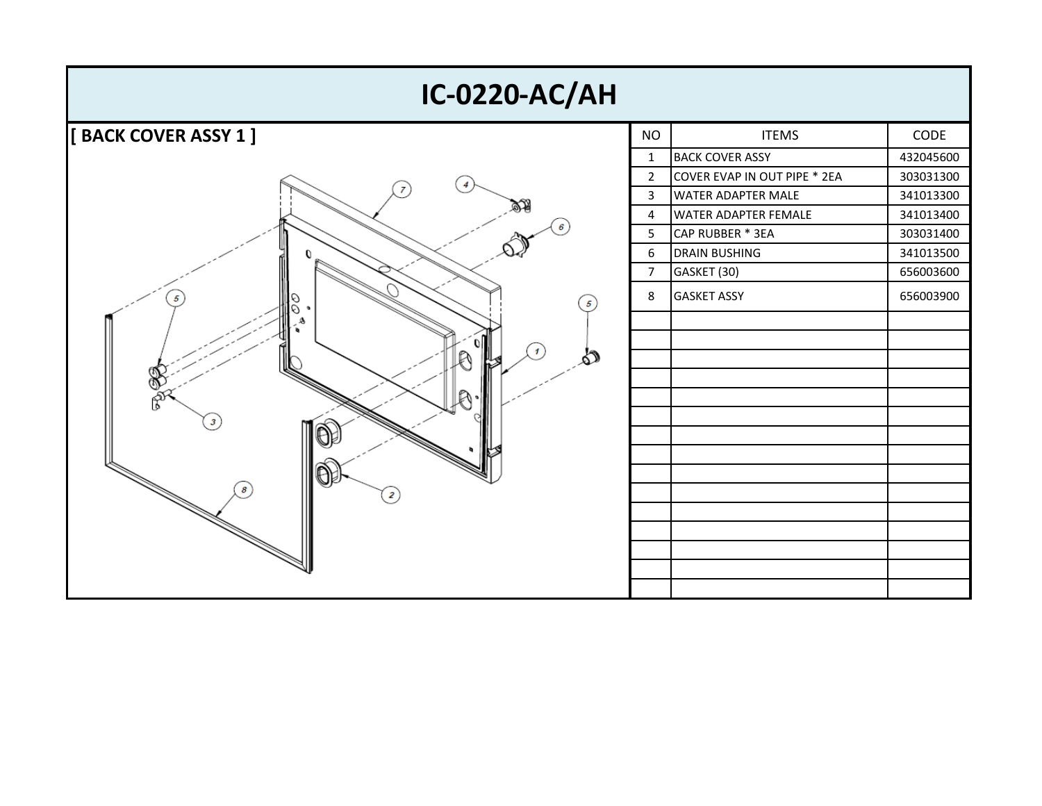# IC-0220-AC/AH

## [ BACK COVER ASSY 1 ]

| NO | ITEMS | CODE |
|---|---|---|
| 1 | BACK COVER ASSY | 432045600 |
| 2 | COVER EVAP IN OUT PIPE * 2EA | 303031300 |
| 3 | WATER ADAPTER MALE | 341013300 |
| 4 | WATER ADAPTER FEMALE | 341013400 |
| 5 | CAP RUBBER * 3EA | 303031400 |
| 6 | DRAIN BUSHING | 341013500 |
| 7 | GASKET (30) | 656003600 |
| 8 | GASKET ASSY | 656003900 |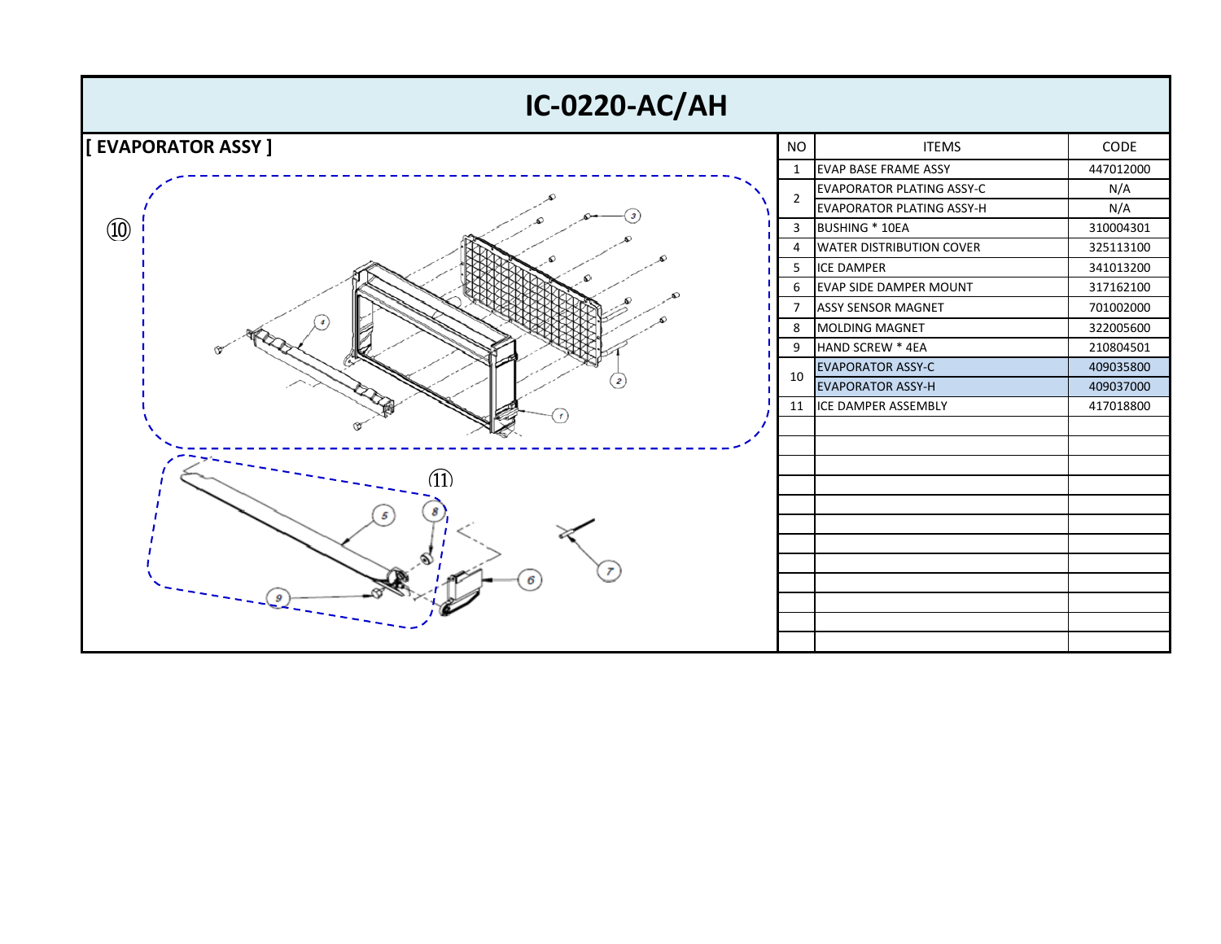# IC-0220-AC/AH

## [ EVAPORATOR ASSY ]

| NO | ITEMS | CODE |
| --- | --- | --- |
| 1 | EVAP BASE FRAME ASSY | 447012000 |
| 2 | EVAPORATOR PLATING ASSY-C | N/A |
| | EVAPORATOR PLATING ASSY-H | N/A |
| 3 | BUSHING * 10EA | 310004301 |
| 4 | WATER DISTRIBUTION COVER | 325113100 |
| 5 | ICE DAMPER | 341013200 |
| 6 | EVAP SIDE DAMPER MOUNT | 317162100 |
| 7 | ASSY SENSOR MAGNET | 701002000 |
| 8 | MOLDING MAGNET | 322005600 |
| 9 | HAND SCREW * 4EA | 210804501 |
| 10 | EVAPORATOR ASSY-C | 409035800 |
| | EVAPORATOR ASSY-H | 409037000 |
| 11 | ICE DAMPER ASSEMBLY | 417018800 |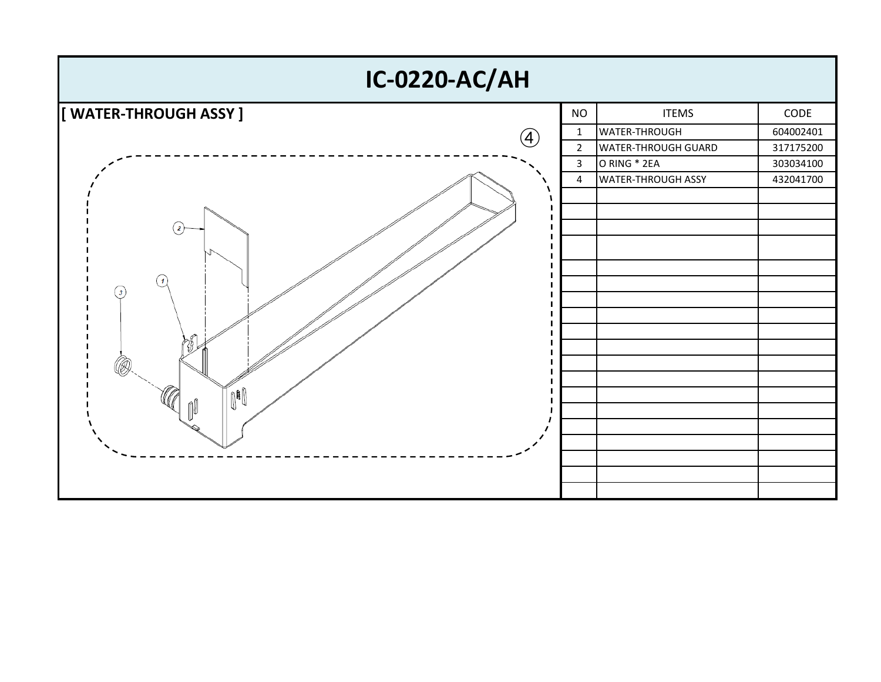# IC-0220-AC/AH

## [ WATER-THROUGH ASSY ]

④

| NO | ITEMS | CODE |
|---|---|---|
| 1 | WATER-THROUGH | 604002401 |
| 2 | WATER-THROUGH GUARD | 317175200 |
| 3 | O RING * 2EA | 303034100 |
| 4 | WATER-THROUGH ASSY | 432041700 |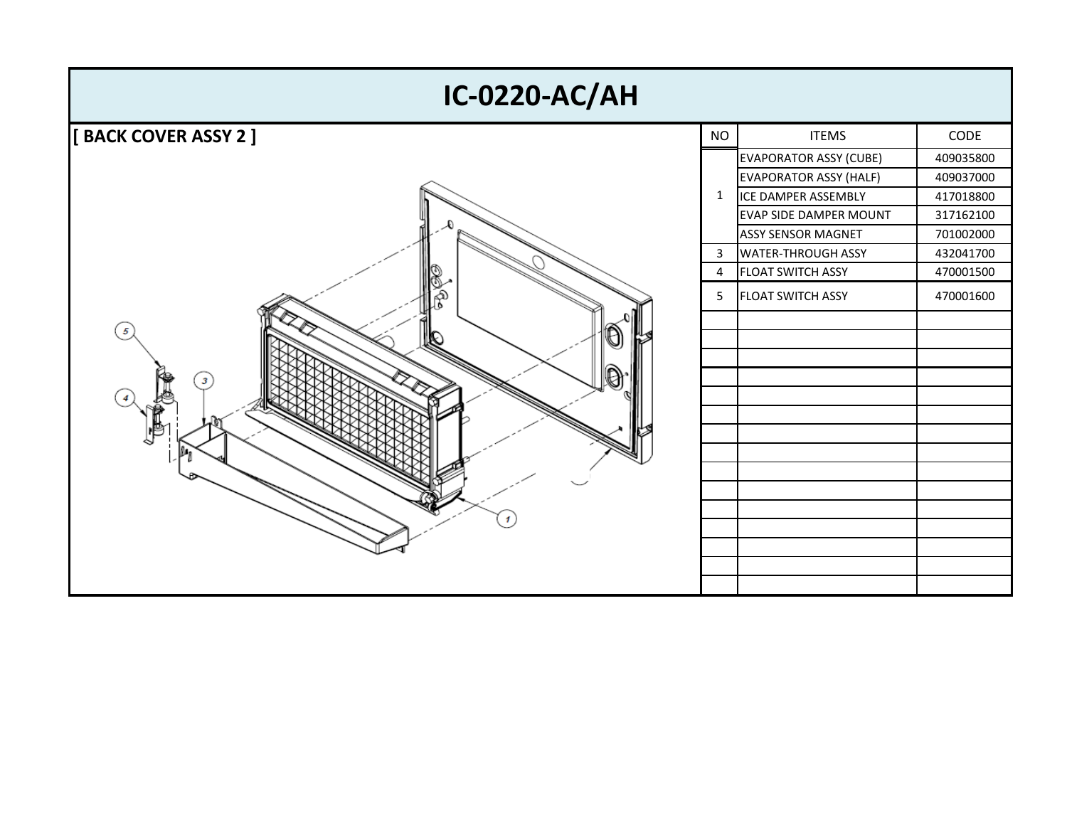# IC-0220-AC/AH

## [ BACK COVER ASSY 2 ]

| NO | ITEMS | CODE |
|---|---|---|
| 1 | EVAPORATOR ASSY (CUBE) | 409035800 |
| | EVAPORATOR ASSY (HALF) | 409037000 |
| | ICE DAMPER ASSEMBLY | 417018800 |
| | EVAP SIDE DAMPER MOUNT | 317162100 |
| | ASSY SENSOR MAGNET | 701002000 |
| 3 | WATER-THROUGH ASSY | 432041700 |
| 4 | FLOAT SWITCH ASSY | 470001500 |
| 5 | FLOAT SWITCH ASSY | 470001600 |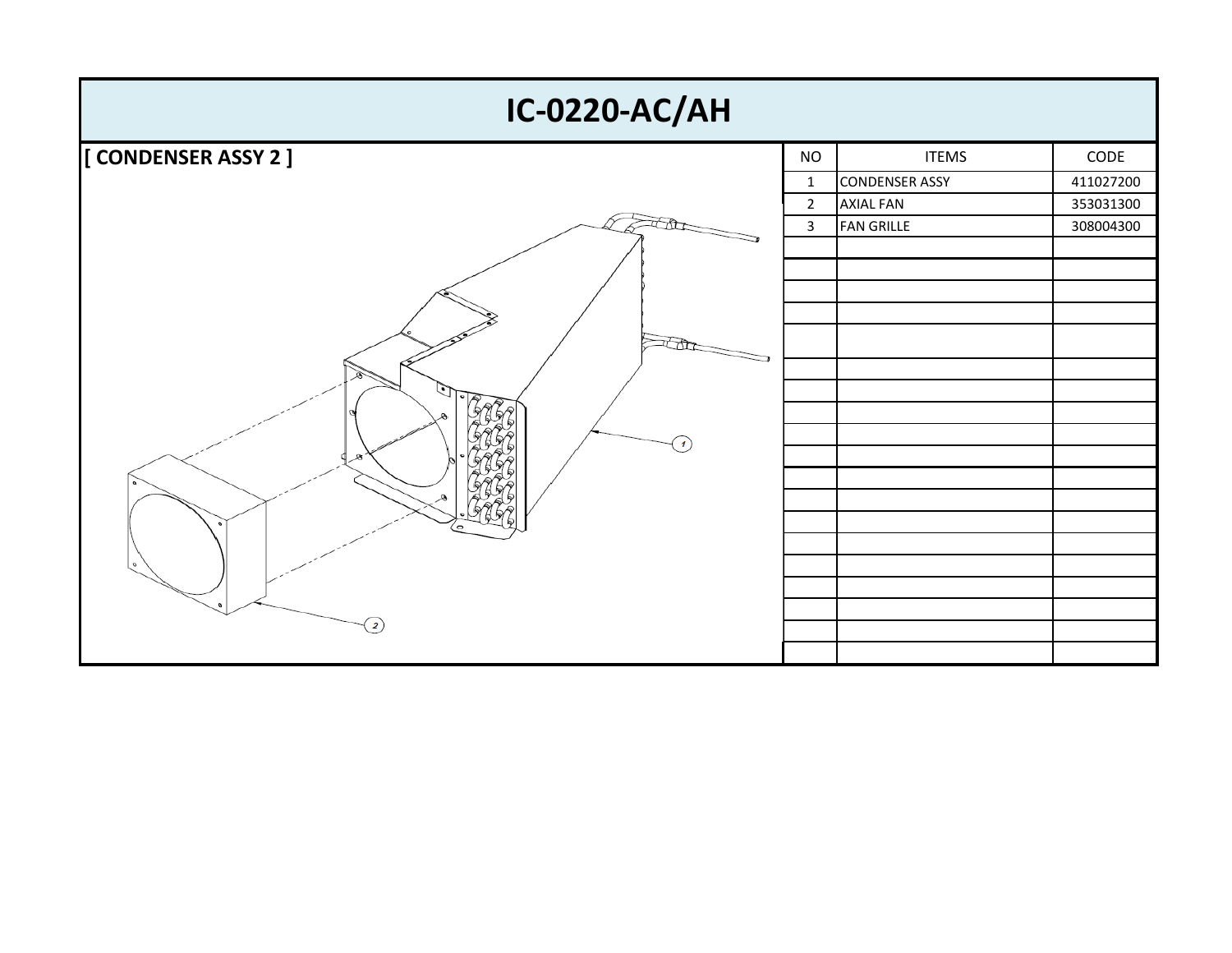# IC-0220-AC/AH

## [ CONDENSER ASSY 2 ]

| NO | ITEMS | CODE |
|---|---|---|
| 1 | CONDENSER ASSY | 411027200 |
| 2 | AXIAL FAN | 353031300 |
| 3 | FAN GRILLE | 308004300 |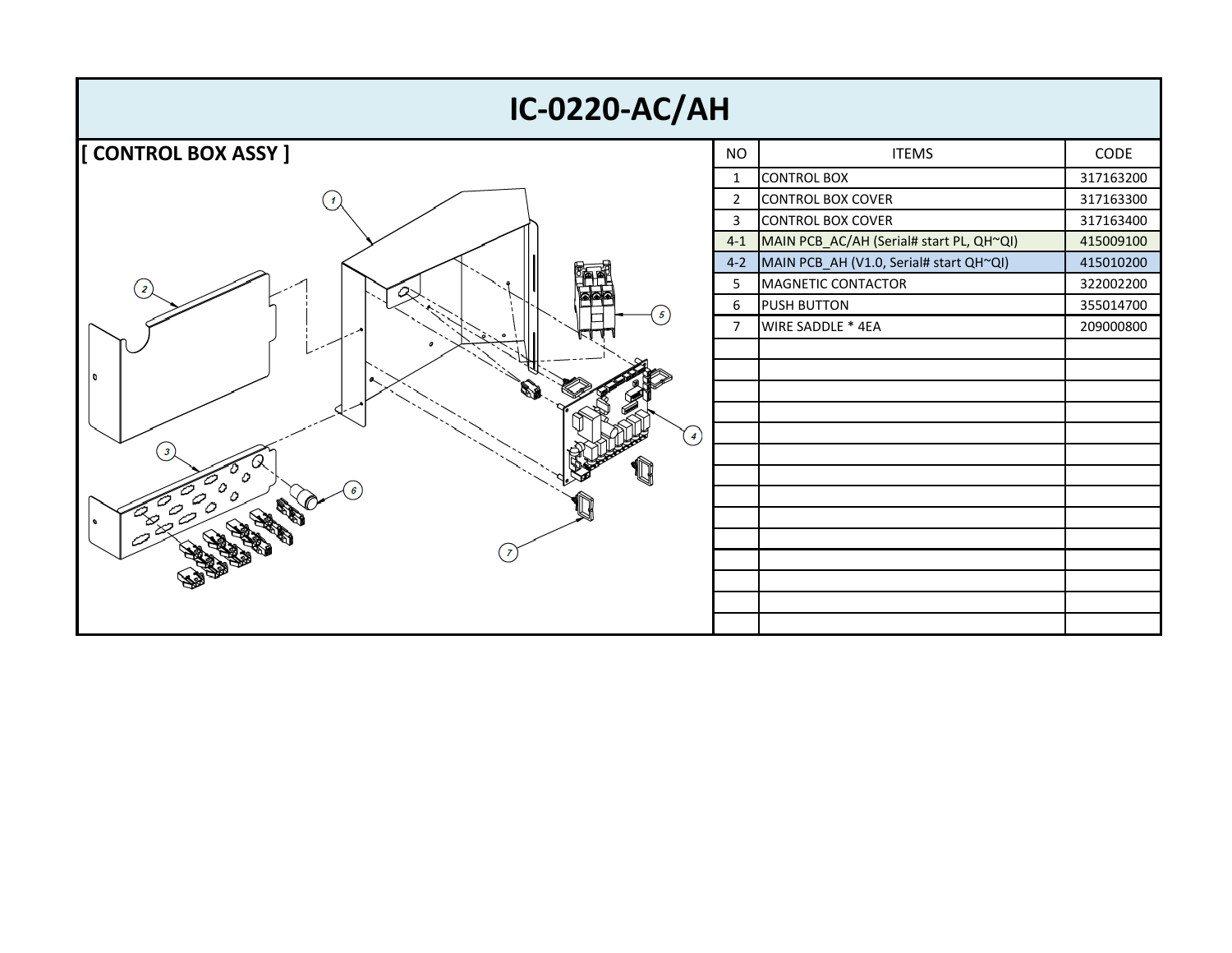# IC-0220-AC/AH

## [ CONTROL BOX ASSY ]

| NO | ITEMS | CODE |
|---|---|---|
| 1 | CONTROL BOX | 317163200 |
| 2 | CONTROL BOX COVER | 317163300 |
| 3 | CONTROL BOX COVER | 317163400 |
| 4-1 | MAIN PCB_AC/AH (Serial# start PL, QH~QI) | 415009100 |
| 4-2 | MAIN PCB_AH (V1.0, Serial# start QH~QI) | 415010200 |
| 5 | MAGNETIC CONTACTOR | 322002200 |
| 6 | PUSH BUTTON | 355014700 |
| 7 | WIRE SADDLE * 4EA | 209000800 |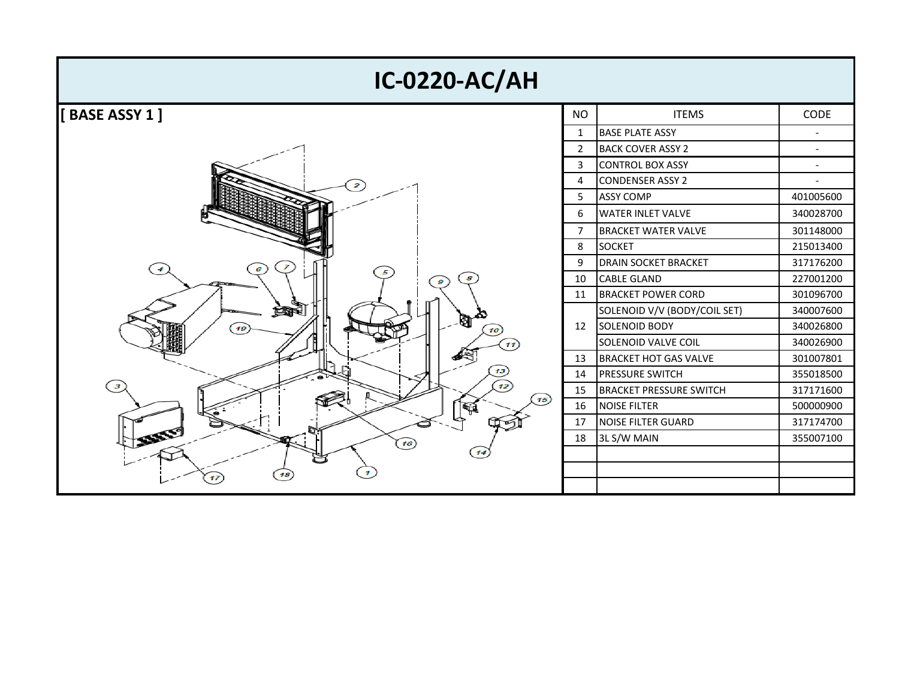# IC-0220-AC/AH

## [ BASE ASSY 1 ]

| NO | ITEMS | CODE |
|---|---|---|
| 1 | BASE PLATE ASSY | - |
| 2 | BACK COVER ASSY 2 | - |
| 3 | CONTROL BOX ASSY | - |
| 4 | CONDENSER ASSY 2 | - |
| 5 | ASSY COMP | 401005600 |
| 6 | WATER INLET VALVE | 340028700 |
| 7 | BRACKET WATER VALVE | 301148000 |
| 8 | SOCKET | 215013400 |
| 9 | DRAIN SOCKET BRACKET | 317176200 |
| 10 | CABLE GLAND | 227001200 |
| 11 | BRACKET POWER CORD | 301096700 |
| 12 | SOLENOID V/V (BODY/COIL SET) | 340007600 |
| | SOLENOID BODY | 340026800 |
| | SOLENOID VALVE COIL | 340026900 |
| 13 | BRACKET HOT GAS VALVE | 301007801 |
| 14 | PRESSURE SWITCH | 355018500 |
| 15 | BRACKET PRESSURE SWITCH | 317171600 |
| 16 | NOISE FILTER | 500000900 |
| 17 | NOISE FILTER GUARD | 317174700 |
| 18 | 3L S/W MAIN | 355007100 |
| | | |
| | | |
| | | |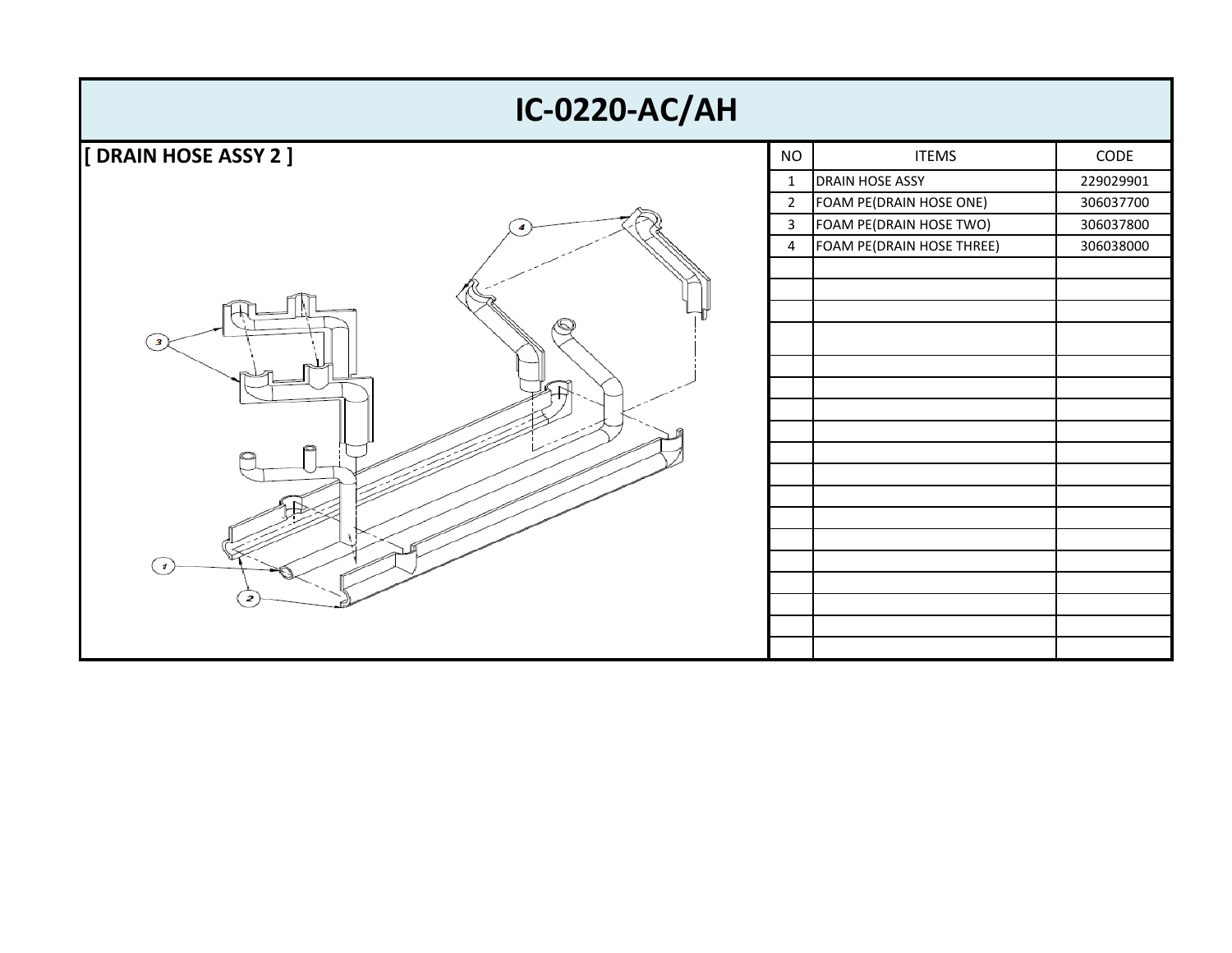# IC-0220-AC/AH

## [ DRAIN HOSE ASSY 2 ]

| NO | ITEMS | CODE |
|---|---|---|
| 1 | DRAIN HOSE ASSY | 229029901 |
| 2 | FOAM PE(DRAIN HOSE ONE) | 306037700 |
| 3 | FOAM PE(DRAIN HOSE TWO) | 306037800 |
| 4 | FOAM PE(DRAIN HOSE THREE) | 306038000 |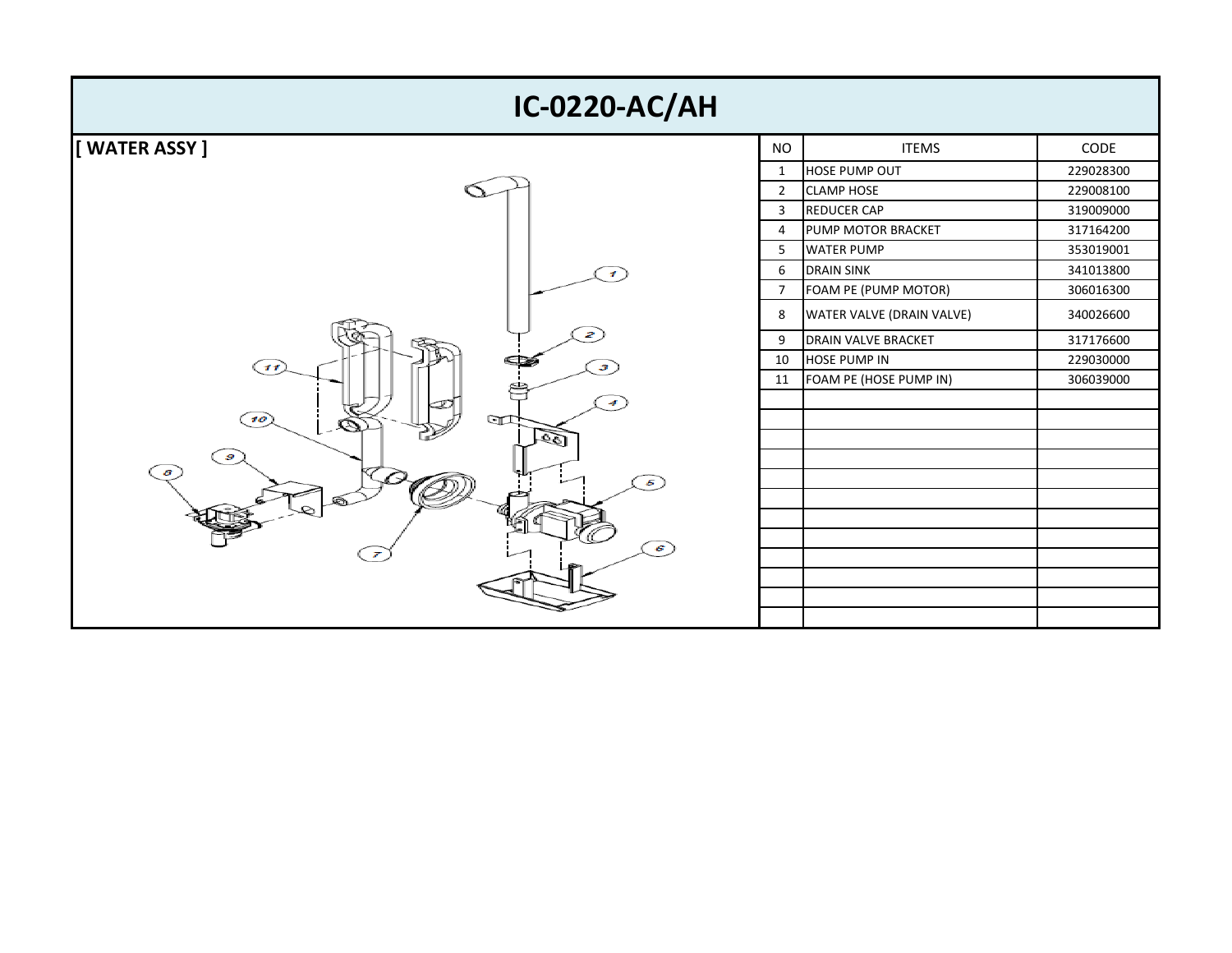# IC-0220-AC/AH

## [ WATER ASSY ]

| NO | ITEMS | CODE |
|---|---|---|
| 1 | HOSE PUMP OUT | 229028300 |
| 2 | CLAMP HOSE | 229008100 |
| 3 | REDUCER CAP | 319009000 |
| 4 | PUMP MOTOR BRACKET | 317164200 |
| 5 | WATER PUMP | 353019001 |
| 6 | DRAIN SINK | 341013800 |
| 7 | FOAM PE (PUMP MOTOR) | 306016300 |
| 8 | WATER VALVE (DRAIN VALVE) | 340026600 |
| 9 | DRAIN VALVE BRACKET | 317176600 |
| 10 | HOSE PUMP IN | 229030000 |
| 11 | FOAM PE (HOSE PUMP IN) | 306039000 |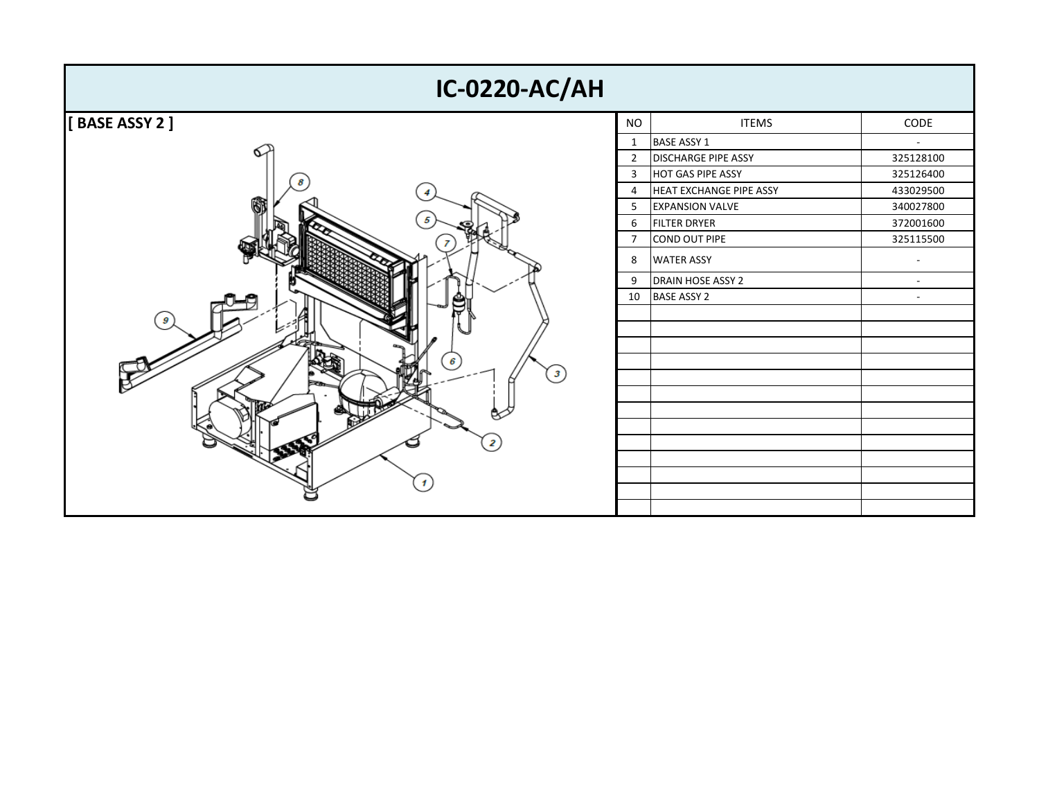# IC-0220-AC/AH

## [ BASE ASSY 2 ]

| NO | ITEMS | CODE |
|---|---|---|
| 1 | BASE ASSY 1 | - |
| 2 | DISCHARGE PIPE ASSY | 325128100 |
| 3 | HOT GAS PIPE ASSY | 325126400 |
| 4 | HEAT EXCHANGE PIPE ASSY | 433029500 |
| 5 | EXPANSION VALVE | 340027800 |
| 6 | FILTER DRYER | 372001600 |
| 7 | COND OUT PIPE | 325115500 |
| 8 | WATER ASSY | - |
| 9 | DRAIN HOSE ASSY 2 | - |
| 10 | BASE ASSY 2 | - |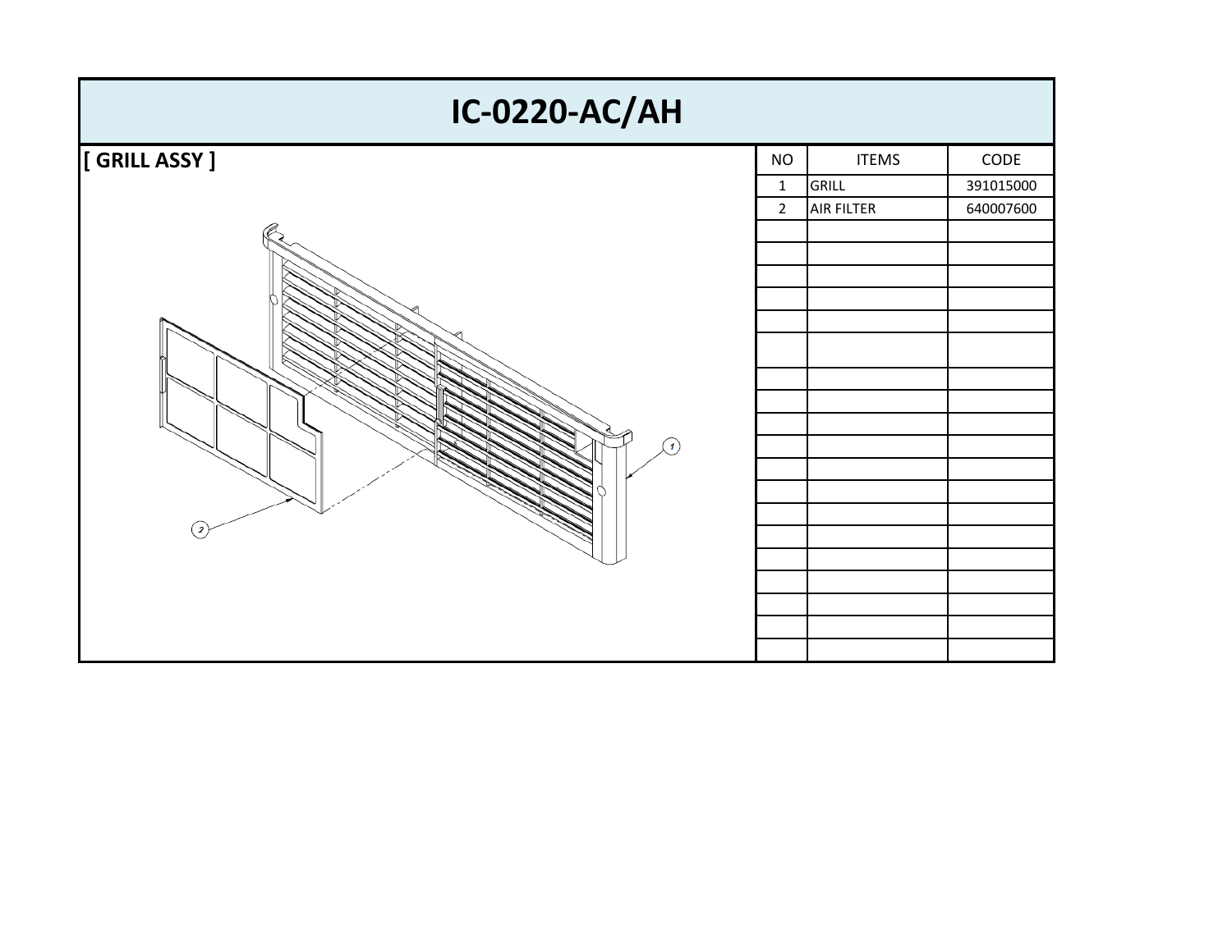# IC-0220-AC/AH

**[ GRILL ASSY ]**

| NO | ITEMS | CODE |
|---|---|---|
| 1 | GRILL | 391015000 |
| 2 | AIR FILTER | 640007600 |